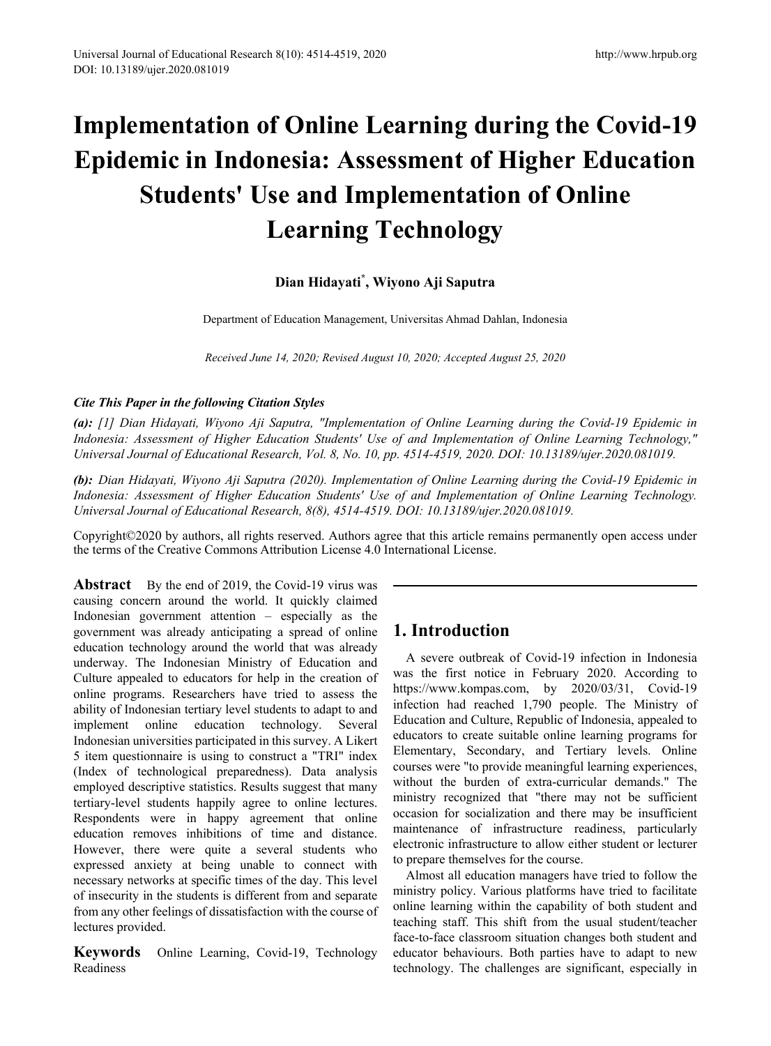# Implementation of Online Learning during the Covid-19 Epidemic in Indonesia: Assessment of Higher Education Students' Use and Implementation of Online Learning Technology

**Dian Hidayati[*], Wiyono Aji Saputra**

Department of Education Management, Universitas Ahmad Dahlan, Indonesia

*Received June 14, 2020; Revised August 10, 2020; Accepted August 25, 2020*

***Cite This Paper in the following Citation Styles***

***(a):*** *[1] Dian Hidayati, Wiyono Aji Saputra, "Implementation of Online Learning during the Covid-19 Epidemic in Indonesia: Assessment of Higher Education Students' Use of and Implementation of Online Learning Technology," Universal Journal of Educational Research, Vol. 8, No. 10, pp. 4514-4519, 2020. DOI: 10.13189/ujer.2020.081019.*

***(b):*** *Dian Hidayati, Wiyono Aji Saputra (2020). Implementation of Online Learning during the Covid-19 Epidemic in Indonesia: Assessment of Higher Education Students' Use of and Implementation of Online Learning Technology. Universal Journal of Educational Research, 8(8), 4514-4519. DOI: 10.13189/ujer.2020.081019.*

Copyright©2020 by authors, all rights reserved. Authors agree that this article remains permanently open access under the terms of the Creative Commons Attribution License 4.0 International License.

**Abstract** By the end of 2019, the Covid-19 virus was causing concern around the world. It quickly claimed Indonesian government attention – especially as the government was already anticipating a spread of online education technology around the world that was already underway. The Indonesian Ministry of Education and Culture appealed to educators for help in the creation of online programs. Researchers have tried to assess the ability of Indonesian tertiary level students to adapt to and implement online education technology. Several Indonesian universities participated in this survey. A Likert 5 item questionnaire is using to construct a "TRI" index (Index of technological preparedness). Data analysis employed descriptive statistics. Results suggest that many tertiary-level students happily agree to online lectures. Respondents were in happy agreement that online education removes inhibitions of time and distance. However, there were quite a several students who expressed anxiety at being unable to connect with necessary networks at specific times of the day. This level of insecurity in the students is different from and separate from any other feelings of dissatisfaction with the course of lectures provided.

**Keywords** Online Learning, Covid-19, Technology Readiness

## 1. Introduction

A severe outbreak of Covid-19 infection in Indonesia was the first notice in February 2020. According to https://www.kompas.com, by 2020/03/31, Covid-19 infection had reached 1,790 people. The Ministry of Education and Culture, Republic of Indonesia, appealed to educators to create suitable online learning programs for Elementary, Secondary, and Tertiary levels. Online courses were "to provide meaningful learning experiences, without the burden of extra-curricular demands." The ministry recognized that "there may not be sufficient occasion for socialization and there may be insufficient maintenance of infrastructure readiness, particularly electronic infrastructure to allow either student or lecturer to prepare themselves for the course.

Almost all education managers have tried to follow the ministry policy. Various platforms have tried to facilitate online learning within the capability of both student and teaching staff. This shift from the usual student/teacher face-to-face classroom situation changes both student and educator behaviours. Both parties have to adapt to new technology. The challenges are significant, especially in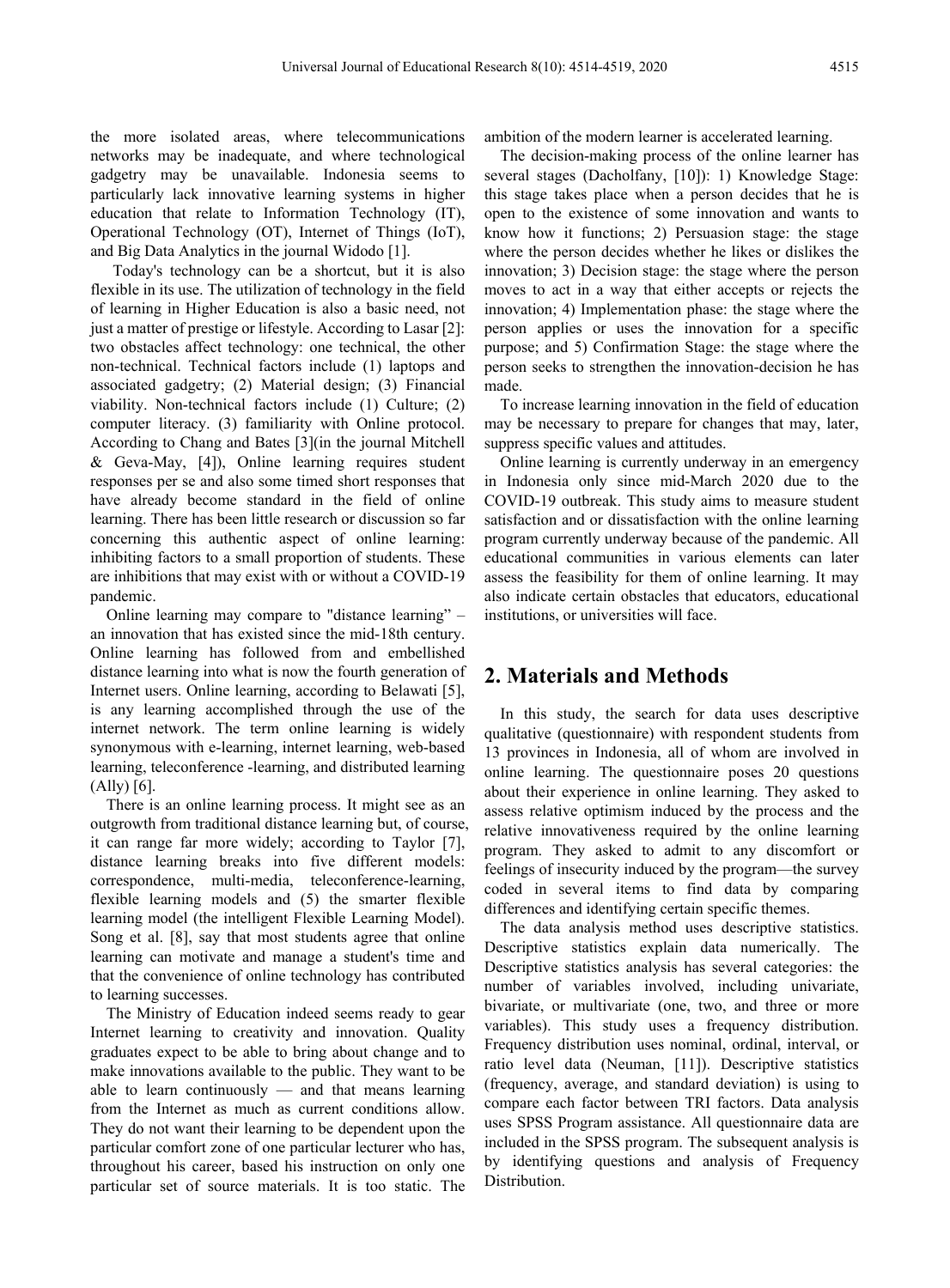the more isolated areas, where telecommunications networks may be inadequate, and where technological gadgetry may be unavailable. Indonesia seems to particularly lack innovative learning systems in higher education that relate to Information Technology (IT), Operational Technology (OT), Internet of Things (IoT), and Big Data Analytics in the journal Widodo [1].

Today's technology can be a shortcut, but it is also flexible in its use. The utilization of technology in the field of learning in Higher Education is also a basic need, not just a matter of prestige or lifestyle. According to Lasar [2]: two obstacles affect technology: one technical, the other non-technical. Technical factors include (1) laptops and associated gadgetry; (2) Material design; (3) Financial viability. Non-technical factors include (1) Culture; (2) computer literacy. (3) familiarity with Online protocol. According to Chang and Bates [3](in the journal Mitchell & Geva-May, [4]), Online learning requires student responses per se and also some timed short responses that have already become standard in the field of online learning. There has been little research or discussion so far concerning this authentic aspect of online learning: inhibiting factors to a small proportion of students. These are inhibitions that may exist with or without a COVID-19 pandemic.

Online learning may compare to "distance learning" – an innovation that has existed since the mid-18th century. Online learning has followed from and embellished distance learning into what is now the fourth generation of Internet users. Online learning, according to Belawati [5], is any learning accomplished through the use of the internet network. The term online learning is widely synonymous with e-learning, internet learning, web-based learning, teleconference -learning, and distributed learning (Ally) [6].

There is an online learning process. It might see as an outgrowth from traditional distance learning but, of course, it can range far more widely; according to Taylor [7], distance learning breaks into five different models: correspondence, multi-media, teleconference-learning, flexible learning models and (5) the smarter flexible learning model (the intelligent Flexible Learning Model). Song et al. [8], say that most students agree that online learning can motivate and manage a student's time and that the convenience of online technology has contributed to learning successes.

The Ministry of Education indeed seems ready to gear Internet learning to creativity and innovation. Quality graduates expect to be able to bring about change and to make innovations available to the public. They want to be able to learn continuously — and that means learning from the Internet as much as current conditions allow. They do not want their learning to be dependent upon the particular comfort zone of one particular lecturer who has, throughout his career, based his instruction on only one particular set of source materials. It is too static. The ambition of the modern learner is accelerated learning.

The decision-making process of the online learner has several stages (Dacholfany, [10]): 1) Knowledge Stage: this stage takes place when a person decides that he is open to the existence of some innovation and wants to know how it functions; 2) Persuasion stage: the stage where the person decides whether he likes or dislikes the innovation; 3) Decision stage: the stage where the person moves to act in a way that either accepts or rejects the innovation; 4) Implementation phase: the stage where the person applies or uses the innovation for a specific purpose; and 5) Confirmation Stage: the stage where the person seeks to strengthen the innovation-decision he has made.

To increase learning innovation in the field of education may be necessary to prepare for changes that may, later, suppress specific values and attitudes.

Online learning is currently underway in an emergency in Indonesia only since mid-March 2020 due to the COVID-19 outbreak. This study aims to measure student satisfaction and or dissatisfaction with the online learning program currently underway because of the pandemic. All educational communities in various elements can later assess the feasibility for them of online learning. It may also indicate certain obstacles that educators, educational institutions, or universities will face.

## 2. Materials and Methods

In this study, the search for data uses descriptive qualitative (questionnaire) with respondent students from 13 provinces in Indonesia, all of whom are involved in online learning. The questionnaire poses 20 questions about their experience in online learning. They asked to assess relative optimism induced by the process and the relative innovativeness required by the online learning program. They asked to admit to any discomfort or feelings of insecurity induced by the program—the survey coded in several items to find data by comparing differences and identifying certain specific themes.

The data analysis method uses descriptive statistics. Descriptive statistics explain data numerically. The Descriptive statistics analysis has several categories: the number of variables involved, including univariate, bivariate, or multivariate (one, two, and three or more variables). This study uses a frequency distribution. Frequency distribution uses nominal, ordinal, interval, or ratio level data (Neuman, [11]). Descriptive statistics (frequency, average, and standard deviation) is using to compare each factor between TRI factors. Data analysis uses SPSS Program assistance. All questionnaire data are included in the SPSS program. The subsequent analysis is by identifying questions and analysis of Frequency Distribution.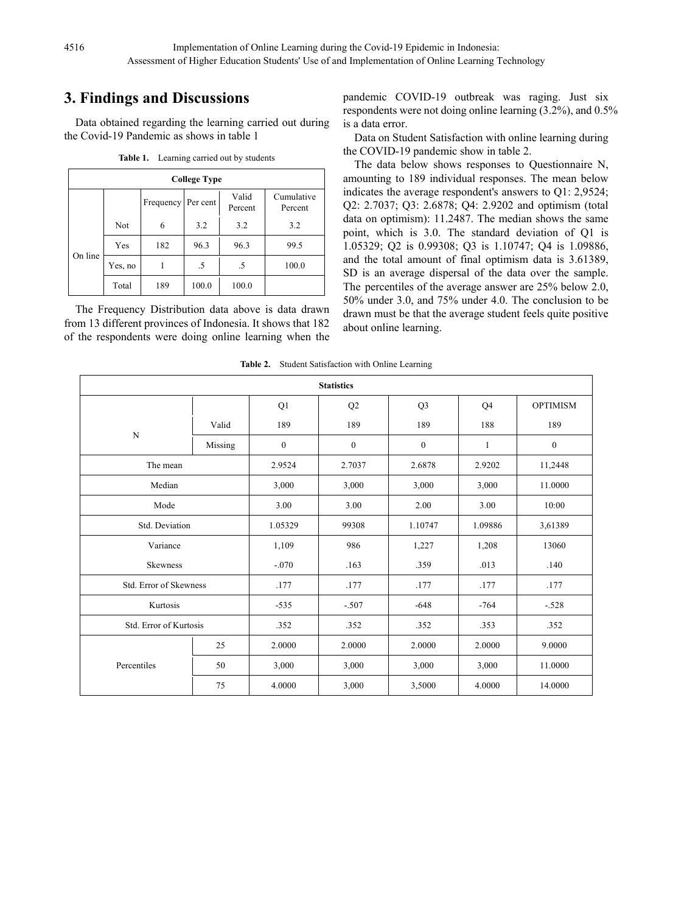## 3. Findings and Discussions

Data obtained regarding the learning carried out during the Covid-19 Pandemic as shows in table 1

**Table 1.** Learning carried out by students

| College Type | | | | | |
|---|---|---|---|---|---|
| | | Frequency | Per cent | Valid Percent | Cumulative Percent |
| On line | Not | 6 | 3.2 | 3.2 | 3.2 |
| | Yes | 182 | 96.3 | 96.3 | 99.5 |
| | Yes, no | 1 | .5 | .5 | 100.0 |
| | Total | 189 | 100.0 | 100.0 | |

The Frequency Distribution data above is data drawn from 13 different provinces of Indonesia. It shows that 182 of the respondents were doing online learning when the pandemic COVID-19 outbreak was raging. Just six respondents were not doing online learning (3.2%), and 0.5% is a data error.

Data on Student Satisfaction with online learning during the COVID-19 pandemic show in table 2.

The data below shows responses to Questionnaire N, amounting to 189 individual responses. The mean below indicates the average respondent's answers to Q1: 2,9524; Q2: 2.7037; Q3: 2.6878; Q4: 2.9202 and optimism (total data on optimism): 11.2487. The median shows the same point, which is 3.0. The standard deviation of Q1 is 1.05329; Q2 is 0.99308; Q3 is 1.10747; Q4 is 1.09886, and the total amount of final optimism data is 3.61389, SD is an average dispersal of the data over the sample. The percentiles of the average answer are 25% below 2.0, 50% under 3.0, and 75% under 4.0. The conclusion to be drawn must be that the average student feels quite positive about online learning.

**Table 2.** Student Satisfaction with Online Learning

| Statistics | | | | | | |
|---|---|---|---|---|---|---|
| | | Q1 | Q2 | Q3 | Q4 | OPTIMISM |
| N | Valid | 189 | 189 | 189 | 188 | 189 |
| | Missing | 0 | 0 | 0 | 1 | 0 |
| The mean | | 2.9524 | 2.7037 | 2.6878 | 2.9202 | 11,2448 |
| Median | | 3,000 | 3,000 | 3,000 | 3,000 | 11.0000 |
| Mode | | 3.00 | 3.00 | 2.00 | 3.00 | 10:00 |
| Std. Deviation | | 1.05329 | 99308 | 1.10747 | 1.09886 | 3,61389 |
| Variance | | 1,109 | 986 | 1,227 | 1,208 | 13060 |
| Skewness | | -.070 | .163 | .359 | .013 | .140 |
| Std. Error of Skewness | | .177 | .177 | .177 | .177 | .177 |
| Kurtosis | | -535 | -.507 | -648 | -764 | -.528 |
| Std. Error of Kurtosis | | .352 | .352 | .352 | .353 | .352 |
| Percentiles | 25 | 2.0000 | 2.0000 | 2.0000 | 2.0000 | 9.0000 |
| | 50 | 3,000 | 3,000 | 3,000 | 3,000 | 11.0000 |
| | 75 | 4.0000 | 3,000 | 3,5000 | 4.0000 | 14.0000 |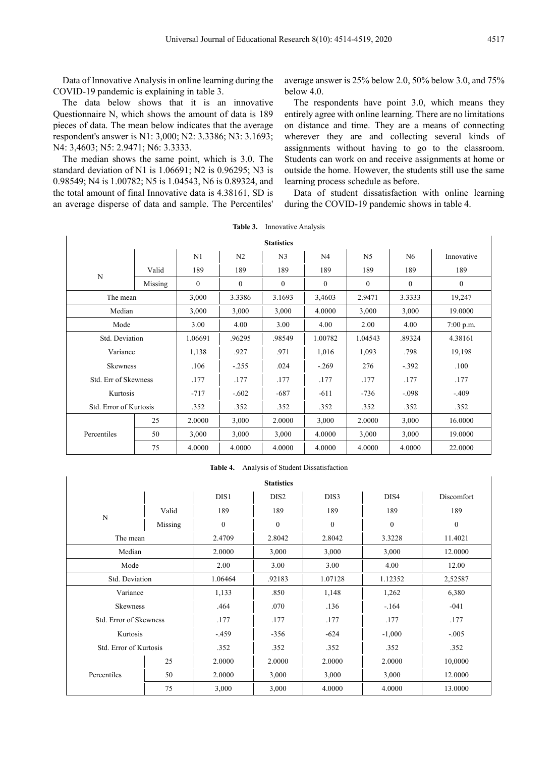Data of Innovative Analysis in online learning during the COVID-19 pandemic is explaining in table 3.

The data below shows that it is an innovative Questionnaire N, which shows the amount of data is 189 pieces of data. The mean below indicates that the average respondent's answer is N1: 3,000; N2: 3.3386; N3: 3.1693; N4: 3,4603; N5: 2.9471; N6: 3.3333.

The median shows the same point, which is 3.0. The standard deviation of N1 is 1.06691; N2 is 0.96295; N3 is 0.98549; N4 is 1.00782; N5 is 1.04543, N6 is 0.89324, and the total amount of final Innovative data is 4.38161, SD is an average disperse of data and sample. The Percentiles' average answer is 25% below 2.0, 50% below 3.0, and 75% below 4.0.

The respondents have point 3.0, which means they entirely agree with online learning. There are no limitations on distance and time. They are a means of connecting wherever they are and collecting several kinds of assignments without having to go to the classroom. Students can work on and receive assignments at home or outside the home. However, the students still use the same learning process schedule as before.

Data of student dissatisfaction with online learning during the COVID-19 pandemic shows in table 4.

**Table 3.** Innovative Analysis

| Statistics | | | | | | | | |
|---|---|---|---|---|---|---|---|---|
| | | N1 | N2 | N3 | N4 | N5 | N6 | Innovative |
| N | Valid | 189 | 189 | 189 | 189 | 189 | 189 | 189 |
| | Missing | 0 | 0 | 0 | 0 | 0 | 0 | 0 |
| The mean | | 3,000 | 3.3386 | 3.1693 | 3,4603 | 2.9471 | 3.3333 | 19,247 |
| Median | | 3,000 | 3,000 | 3,000 | 4.0000 | 3,000 | 3,000 | 19.0000 |
| Mode | | 3.00 | 4.00 | 3.00 | 4.00 | 2.00 | 4.00 | 7:00 p.m. |
| Std. Deviation | | 1.06691 | .96295 | .98549 | 1.00782 | 1.04543 | .89324 | 4.38161 |
| Variance | | 1,138 | .927 | .971 | 1,016 | 1,093 | .798 | 19,198 |
| Skewness | | .106 | -.255 | .024 | -.269 | 276 | -.392 | .100 |
| Std. Err of Skewness | | .177 | .177 | .177 | .177 | .177 | .177 | .177 |
| Kurtosis | | -717 | -.602 | -687 | -611 | -736 | -.098 | -.409 |
| Std. Error of Kurtosis | | .352 | .352 | .352 | .352 | .352 | .352 | .352 |
| Percentiles | 25 | 2.0000 | 3,000 | 2.0000 | 3,000 | 2.0000 | 3,000 | 16.0000 |
| | 50 | 3,000 | 3,000 | 3,000 | 4.0000 | 3,000 | 3,000 | 19.0000 |
| | 75 | 4.0000 | 4.0000 | 4.0000 | 4.0000 | 4.0000 | 4.0000 | 22.0000 |

**Table 4.** Analysis of Student Dissatisfaction

| Statistics | | | | | | |
|---|---|---|---|---|---|---|
| | | DIS1 | DIS2 | DIS3 | DIS4 | Discomfort |
| N | Valid | 189 | 189 | 189 | 189 | 189 |
| | Missing | 0 | 0 | 0 | 0 | 0 |
| The mean | | 2.4709 | 2.8042 | 2.8042 | 3.3228 | 11.4021 |
| Median | | 2.0000 | 3,000 | 3,000 | 3,000 | 12.0000 |
| Mode | | 2.00 | 3.00 | 3.00 | 4.00 | 12.00 |
| Std. Deviation | | 1.06464 | .92183 | 1.07128 | 1.12352 | 2,52587 |
| Variance | | 1,133 | .850 | 1,148 | 1,262 | 6,380 |
| Skewness | | .464 | .070 | .136 | -.164 | -041 |
| Std. Error of Skewness | | .177 | .177 | .177 | .177 | .177 |
| Kurtosis | | -.459 | -356 | -624 | -1,000 | -.005 |
| Std. Error of Kurtosis | | .352 | .352 | .352 | .352 | .352 |
| Percentiles | 25 | 2.0000 | 2.0000 | 2.0000 | 2.0000 | 10,0000 |
| | 50 | 2.0000 | 3,000 | 3,000 | 3,000 | 12.0000 |
| | 75 | 3,000 | 3,000 | 4.0000 | 4.0000 | 13.0000 |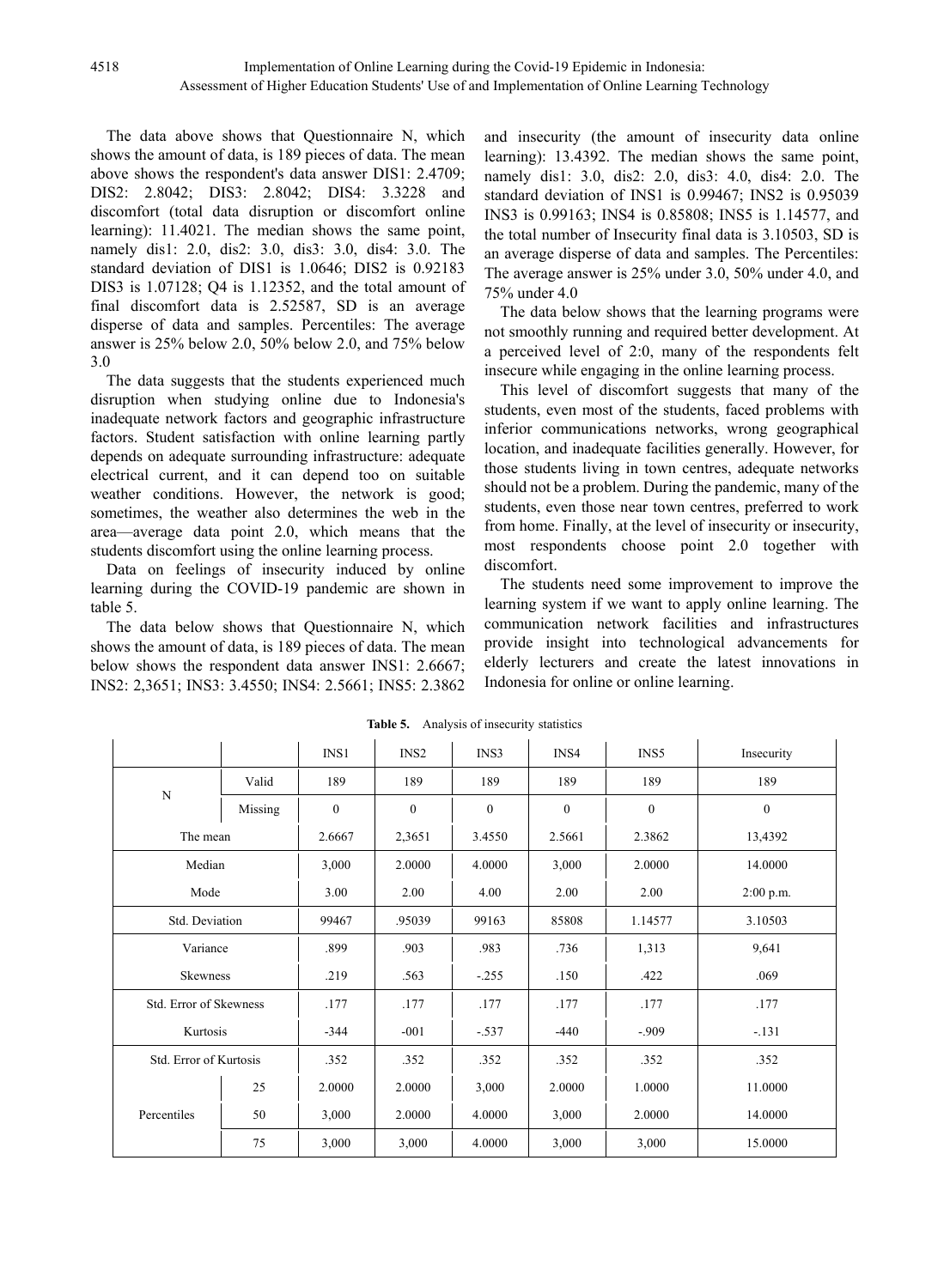The data above shows that Questionnaire N, which shows the amount of data, is 189 pieces of data. The mean above shows the respondent's data answer DIS1: 2.4709; DIS2: 2.8042; DIS3: 2.8042; DIS4: 3.3228 and discomfort (total data disruption or discomfort online learning): 11.4021. The median shows the same point, namely dis1: 2.0, dis2: 3.0, dis3: 3.0, dis4: 3.0. The standard deviation of DIS1 is 1.0646; DIS2 is 0.92183 DIS3 is 1.07128; Q4 is 1.12352, and the total amount of final discomfort data is 2.52587, SD is an average disperse of data and samples. Percentiles: The average answer is 25% below 2.0, 50% below 2.0, and 75% below 3.0

The data suggests that the students experienced much disruption when studying online due to Indonesia's inadequate network factors and geographic infrastructure factors. Student satisfaction with online learning partly depends on adequate surrounding infrastructure: adequate electrical current, and it can depend too on suitable weather conditions. However, the network is good; sometimes, the weather also determines the web in the area—average data point 2.0, which means that the students discomfort using the online learning process.

Data on feelings of insecurity induced by online learning during the COVID-19 pandemic are shown in table 5.

The data below shows that Questionnaire N, which shows the amount of data, is 189 pieces of data. The mean below shows the respondent data answer INS1: 2.6667; INS2: 2,3651; INS3: 3.4550; INS4: 2.5661; INS5: 2.3862 and insecurity (the amount of insecurity data online learning): 13.4392. The median shows the same point, namely dis1: 3.0, dis2: 2.0, dis3: 4.0, dis4: 2.0. The standard deviation of INS1 is 0.99467; INS2 is 0.95039 INS3 is 0.99163; INS4 is 0.85808; INS5 is 1.14577, and the total number of Insecurity final data is 3.10503, SD is an average disperse of data and samples. The Percentiles: The average answer is 25% under 3.0, 50% under 4.0, and 75% under 4.0

The data below shows that the learning programs were not smoothly running and required better development. At a perceived level of 2:0, many of the respondents felt insecure while engaging in the online learning process.

This level of discomfort suggests that many of the students, even most of the students, faced problems with inferior communications networks, wrong geographical location, and inadequate facilities generally. However, for those students living in town centres, adequate networks should not be a problem. During the pandemic, many of the students, even those near town centres, preferred to work from home. Finally, at the level of insecurity or insecurity, most respondents choose point 2.0 together with discomfort.

The students need some improvement to improve the learning system if we want to apply online learning. The communication network facilities and infrastructures provide insight into technological advancements for elderly lecturers and create the latest innovations in Indonesia for online or online learning.

**Table 5.** Analysis of insecurity statistics

| | | INS1 | INS2 | INS3 | INS4 | INS5 | Insecurity |
|---|---|---|---|---|---|---|---|
| N | Valid | 189 | 189 | 189 | 189 | 189 | 189 |
| | Missing | 0 | 0 | 0 | 0 | 0 | 0 |
| The mean | | 2.6667 | 2,3651 | 3.4550 | 2.5661 | 2.3862 | 13,4392 |
| Median | | 3,000 | 2.0000 | 4.0000 | 3,000 | 2.0000 | 14.0000 |
| Mode | | 3.00 | 2.00 | 4.00 | 2.00 | 2.00 | 2:00 p.m. |
| Std. Deviation | | 99467 | .95039 | 99163 | 85808 | 1.14577 | 3.10503 |
| Variance | | .899 | .903 | .983 | .736 | 1,313 | 9,641 |
| Skewness | | .219 | .563 | -.255 | .150 | .422 | .069 |
| Std. Error of Skewness | | .177 | .177 | .177 | .177 | .177 | .177 |
| Kurtosis | | -344 | -001 | -.537 | -440 | -.909 | -.131 |
| Std. Error of Kurtosis | | .352 | .352 | .352 | .352 | .352 | .352 |
| Percentiles | 25 | 2.0000 | 2.0000 | 3,000 | 2.0000 | 1.0000 | 11.0000 |
| | 50 | 3,000 | 2.0000 | 4.0000 | 3,000 | 2.0000 | 14.0000 |
| | 75 | 3,000 | 3,000 | 4.0000 | 3,000 | 3,000 | 15.0000 |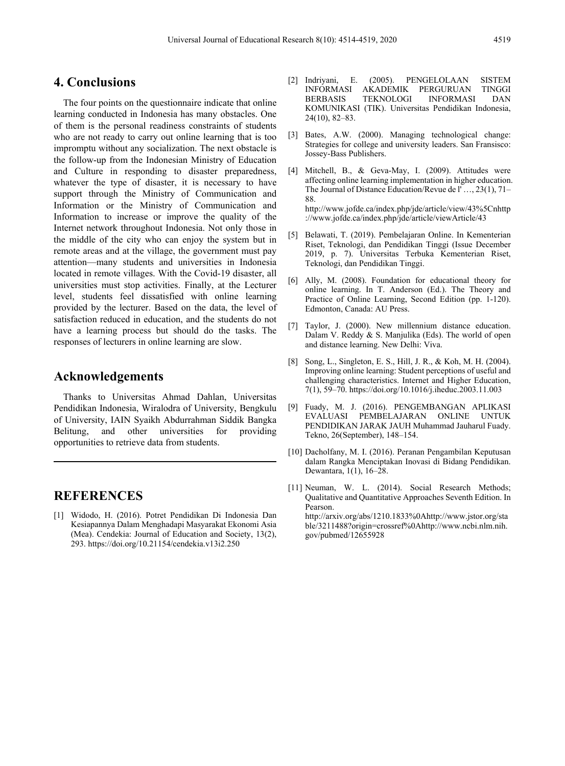## 4. Conclusions

The four points on the questionnaire indicate that online learning conducted in Indonesia has many obstacles. One of them is the personal readiness constraints of students who are not ready to carry out online learning that is too impromptu without any socialization. The next obstacle is the follow-up from the Indonesian Ministry of Education and Culture in responding to disaster preparedness, whatever the type of disaster, it is necessary to have support through the Ministry of Communication and Information or the Ministry of Communication and Information to increase or improve the quality of the Internet network throughout Indonesia. Not only those in the middle of the city who can enjoy the system but in remote areas and at the village, the government must pay attention—many students and universities in Indonesia located in remote villages. With the Covid-19 disaster, all universities must stop activities. Finally, at the Lecturer level, students feel dissatisfied with online learning provided by the lecturer. Based on the data, the level of satisfaction reduced in education, and the students do not have a learning process but should do the tasks. The responses of lecturers in online learning are slow.

## Acknowledgements

Thanks to Universitas Ahmad Dahlan, Universitas Pendidikan Indonesia, Wiralodra of University, Bengkulu of University, IAIN Syaikh Abdurrahman Siddik Bangka Belitung, and other universities for providing opportunities to retrieve data from students.

## REFERENCES

[1] Widodo, H. (2016). Potret Pendidikan Di Indonesia Dan Kesiapannya Dalam Menghadapi Masyarakat Ekonomi Asia (Mea). Cendekia: Journal of Education and Society, 13(2), 293. https://doi.org/10.21154/cendekia.v13i2.250

[2] Indriyani, E. (2005). PENGELOLAAN SISTEM INFORMASI AKADEMIK PERGURUAN TINGGI BERBASIS TEKNOLOGI INFORMASI DAN KOMUNIKASI (TIK). Universitas Pendidikan Indonesia, 24(10), 82–83.

[3] Bates, A.W. (2000). Managing technological change: Strategies for college and university leaders. San Fransisco: Jossey-Bass Publishers.

[4] Mitchell, B., & Geva-May, I. (2009). Attitudes were affecting online learning implementation in higher education. The Journal of Distance Education/Revue de l' …, 23(1), 71–88. http://www.jofde.ca/index.php/jde/article/view/43%5Cnhttp://www.jofde.ca/index.php/jde/article/viewArticle/43

[5] Belawati, T. (2019). Pembelajaran Online. In Kementerian Riset, Teknologi, dan Pendidikan Tinggi (Issue December 2019, p. 7). Universitas Terbuka Kementerian Riset, Teknologi, dan Pendidikan Tinggi.

[6] Ally, M. (2008). Foundation for educational theory for online learning. In T. Anderson (Ed.). The Theory and Practice of Online Learning, Second Edition (pp. 1-120). Edmonton, Canada: AU Press.

[7] Taylor, J. (2000). New millennium distance education. Dalam V. Reddy & S. Manjulika (Eds). The world of open and distance learning. New Delhi: Viva.

[8] Song, L., Singleton, E. S., Hill, J. R., & Koh, M. H. (2004). Improving online learning: Student perceptions of useful and challenging characteristics. Internet and Higher Education, 7(1), 59–70. https://doi.org/10.1016/j.iheduc.2003.11.003

[9] Fuady, M. J. (2016). PENGEMBANGAN APLIKASI EVALUASI PEMBELAJARAN ONLINE UNTUK PENDIDIKAN JARAK JAUH Muhammad Jauharul Fuady. Tekno, 26(September), 148–154.

[10] Dacholfany, M. I. (2016). Peranan Pengambilan Keputusan dalam Rangka Menciptakan Inovasi di Bidang Pendidikan. Dewantara, 1(1), 16–28.

[11] Neuman, W. L. (2014). Social Research Methods; Qualitative and Quantitative Approaches Seventh Edition. In Pearson. http://arxiv.org/abs/1210.1833%0Ahttp://www.jstor.org/stable/3211488?origin=crossref%0Ahttp://www.ncbi.nlm.nih.gov/pubmed/12655928